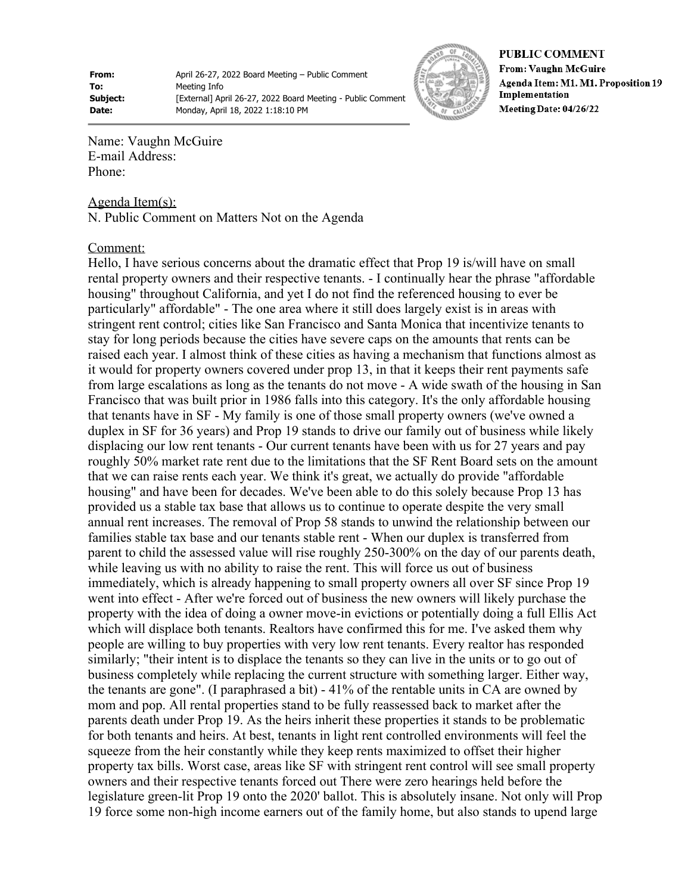| | |
|---|---|
| **From:** | April 26-27, 2022 Board Meeting – Public Comment |
| **To:** | Meeting Info |
| **Subject:** | [External] April 26-27, 2022 Board Meeting - Public Comment |
| **Date:** | Monday, April 18, 2022 1:18:10 PM |

**PUBLIC COMMENT**
**From: Vaughn McGuire**
**Agenda Item: M1. M1. Proposition 19 Implementation**
**Meeting Date: 04/26/22**

Name: Vaughn McGuire
E-mail Address:
Phone:

Agenda Item(s):
N. Public Comment on Matters Not on the Agenda

Comment:
Hello, I have serious concerns about the dramatic effect that Prop 19 is/will have on small rental property owners and their respective tenants. - I continually hear the phrase "affordable housing" throughout California, and yet I do not find the referenced housing to ever be particularly" affordable" - The one area where it still does largely exist is in areas with stringent rent control; cities like San Francisco and Santa Monica that incentivize tenants to stay for long periods because the cities have severe caps on the amounts that rents can be raised each year. I almost think of these cities as having a mechanism that functions almost as it would for property owners covered under prop 13, in that it keeps their rent payments safe from large escalations as long as the tenants do not move - A wide swath of the housing in San Francisco that was built prior in 1986 falls into this category. It's the only affordable housing that tenants have in SF - My family is one of those small property owners (we've owned a duplex in SF for 36 years) and Prop 19 stands to drive our family out of business while likely displacing our low rent tenants - Our current tenants have been with us for 27 years and pay roughly 50% market rate rent due to the limitations that the SF Rent Board sets on the amount that we can raise rents each year. We think it's great, we actually do provide "affordable housing" and have been for decades. We've been able to do this solely because Prop 13 has provided us a stable tax base that allows us to continue to operate despite the very small annual rent increases. The removal of Prop 58 stands to unwind the relationship between our families stable tax base and our tenants stable rent - When our duplex is transferred from parent to child the assessed value will rise roughly 250-300% on the day of our parents death, while leaving us with no ability to raise the rent. This will force us out of business immediately, which is already happening to small property owners all over SF since Prop 19 went into effect - After we're forced out of business the new owners will likely purchase the property with the idea of doing a owner move-in evictions or potentially doing a full Ellis Act which will displace both tenants. Realtors have confirmed this for me. I've asked them why people are willing to buy properties with very low rent tenants. Every realtor has responded similarly; "their intent is to displace the tenants so they can live in the units or to go out of business completely while replacing the current structure with something larger. Either way, the tenants are gone". (I paraphrased a bit) - 41% of the rentable units in CA are owned by mom and pop. All rental properties stand to be fully reassessed back to market after the parents death under Prop 19. As the heirs inherit these properties it stands to be problematic for both tenants and heirs. At best, tenants in light rent controlled environments will feel the squeeze from the heir constantly while they keep rents maximized to offset their higher property tax bills. Worst case, areas like SF with stringent rent control will see small property owners and their respective tenants forced out There were zero hearings held before the legislature green-lit Prop 19 onto the 2020' ballot. This is absolutely insane. Not only will Prop 19 force some non-high income earners out of the family home, but also stands to upend large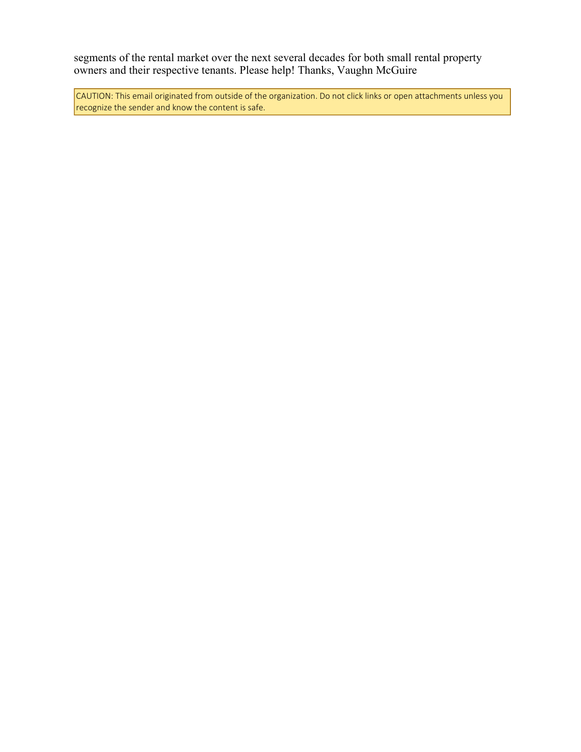segments of the rental market over the next several decades for both small rental property owners and their respective tenants. Please help! Thanks, Vaughn McGuire

CAUTION: This email originated from outside of the organization. Do not click links or open attachments unless you recognize the sender and know the content is safe.